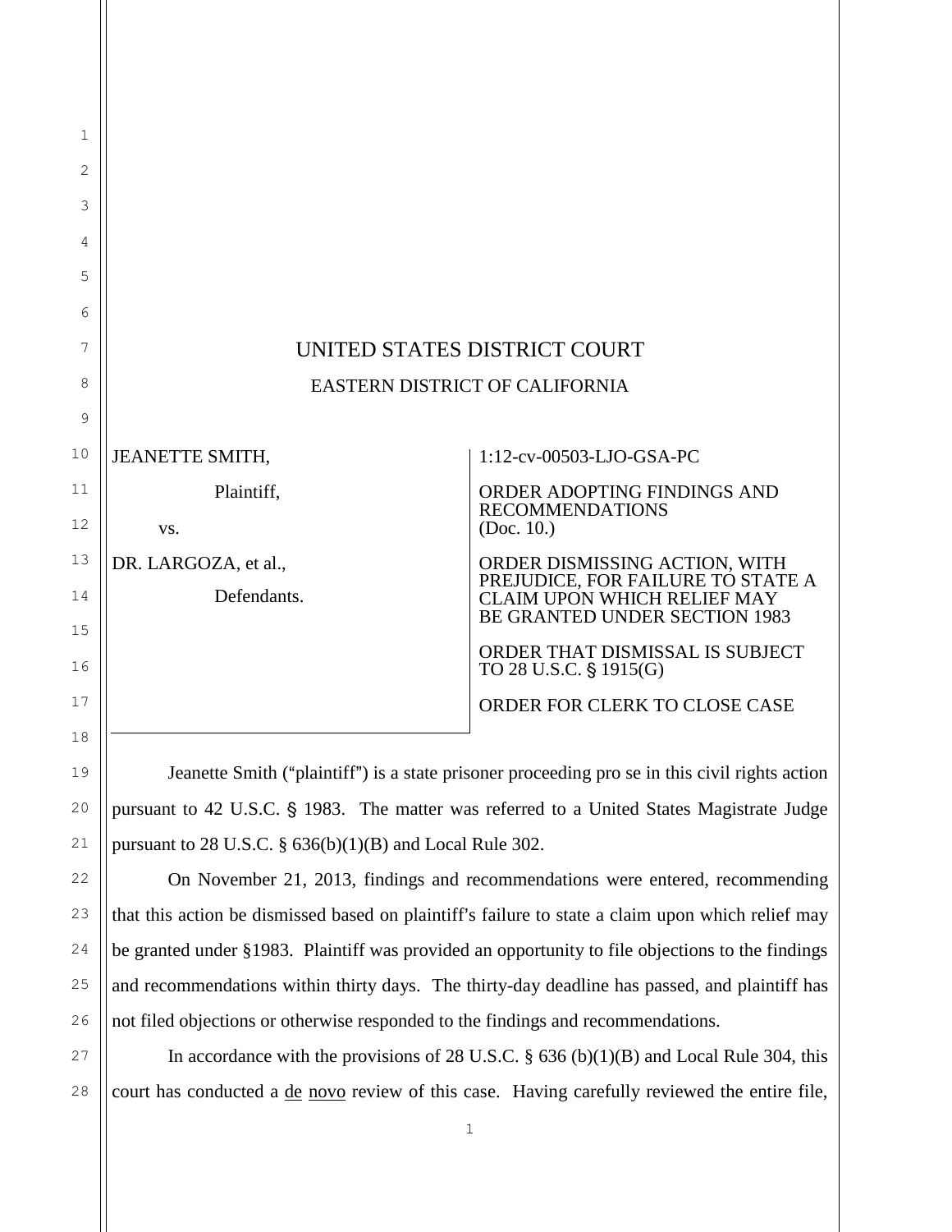# UNITED STATES DISTRICT COURT

## EASTERN DISTRICT OF CALIFORNIA

JEANETTE SMITH,

Plaintiff,

vs.

DR. LARGOZA, et al.,

Defendants.

1:12-cv-00503-LJO-GSA-PC

ORDER ADOPTING FINDINGS AND RECOMMENDATIONS
(Doc. 10.)

ORDER DISMISSING ACTION, WITH PREJUDICE, FOR FAILURE TO STATE A CLAIM UPON WHICH RELIEF MAY BE GRANTED UNDER SECTION 1983

ORDER THAT DISMISSAL IS SUBJECT TO 28 U.S.C. § 1915(G)

ORDER FOR CLERK TO CLOSE CASE

Jeanette Smith ("plaintiff") is a state prisoner proceeding pro se in this civil rights action pursuant to 42 U.S.C. § 1983. The matter was referred to a United States Magistrate Judge pursuant to 28 U.S.C. § 636(b)(1)(B) and Local Rule 302.

On November 21, 2013, findings and recommendations were entered, recommending that this action be dismissed based on plaintiff's failure to state a claim upon which relief may be granted under §1983. Plaintiff was provided an opportunity to file objections to the findings and recommendations within thirty days. The thirty-day deadline has passed, and plaintiff has not filed objections or otherwise responded to the findings and recommendations.

In accordance with the provisions of 28 U.S.C. § 636 (b)(1)(B) and Local Rule 304, this court has conducted a de novo review of this case. Having carefully reviewed the entire file,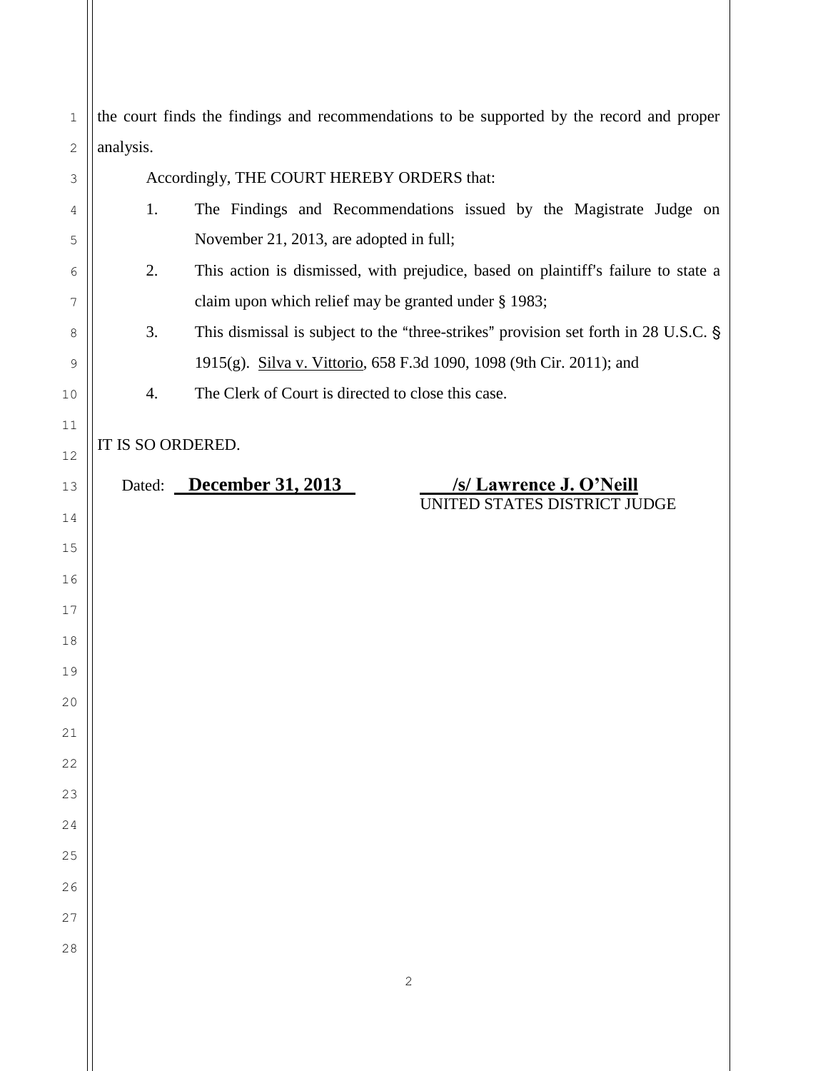the court finds the findings and recommendations to be supported by the record and proper analysis.

Accordingly, THE COURT HEREBY ORDERS that:

1. The Findings and Recommendations issued by the Magistrate Judge on November 21, 2013, are adopted in full;
2. This action is dismissed, with prejudice, based on plaintiff's failure to state a claim upon which relief may be granted under § 1983;
3. This dismissal is subject to the "three-strikes" provision set forth in 28 U.S.C. § 1915(g). Silva v. Vittorio, 658 F.3d 1090, 1098 (9th Cir. 2011); and
4. The Clerk of Court is directed to close this case.

IT IS SO ORDERED.

Dated: **December 31, 2013** **/s/ Lawrence J. O'Neill**
UNITED STATES DISTRICT JUDGE